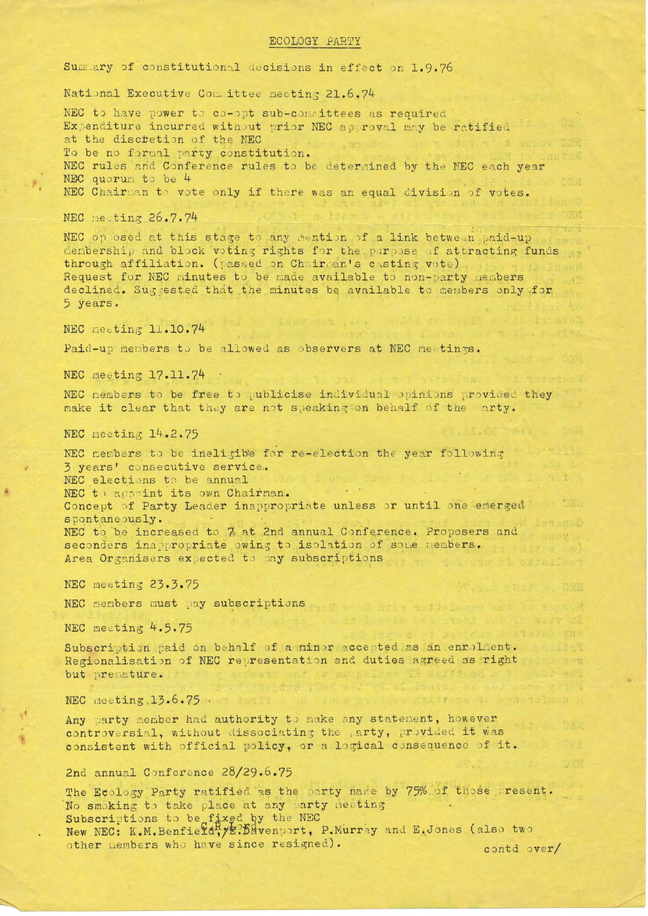# ECOLOGY PARTY

Summary of constitutional decisions in effect on 1.9.76

## National Executive Committee meeting 21.6.74

NEC to have power to co-opt sub-committees as required
Expenditure incurred without prior NEC approval may be ratified at the discretion of the NEC
To be no formal party constitution.
NEC rules and Conference rules to be determined by the NEC each year
NEC quorum to be 4
NEC Chairman to vote only if there was an equal division of votes.

## NEC meeting 26.7.74

NEC opposed at this stage to any mention of a link between paid-up membership and block voting rights for the purpose of attracting funds through affiliation. (passed on Chairman's casting vote)
Request for NEC minutes to be made available to non-party members declined. Suggested that the minutes be available to members only for 5 years.

## NEC meeting 11.10.74

Paid-up members to be allowed as observers at NEC meetings.

## NEC meeting 17.11.74

NEC members to be free to publicise individual opinions provided they make it clear that they are not speaking on behalf of the party.

## NEC meeting 14.2.75

NEC members to be ineligible for re-election the year following 3 years' consecutive service.
NEC elections to be annual
NEC to appoint its own Chairman.
Concept of Party Leader inappropriate unless or until one emerged spontaneously.
NEC to be increased to 7 at 2nd annual Conference. Proposers and seconders inappropriate owing to isolation of some members.
Area Organisers expected to pay subscriptions

## NEC meeting 23.3.75

NEC members must pay subscriptions

## NEC meeting 4.5.75

Subscription paid on behalf of a minor accepted as an enrolment.
Regionalisation of NEC representation and duties agreed as right but premature.

## NEC meeting 13.6.75

Any party member had authority to make any statement, however controversial, without dissociating the party, provided it was consistent with official policy, or a logical consequence of it.

## 2nd annual Conference 28/29.6.75

The Ecology Party ratified as the party name by 75% of those present.
No smoking to take place at any party meeting
Subscriptions to be fixed by the NEC
New NEC: K.M.Benfield, R/E.Davenport, P.Murray and E.Jones (also two other members who have since resigned).

contd over/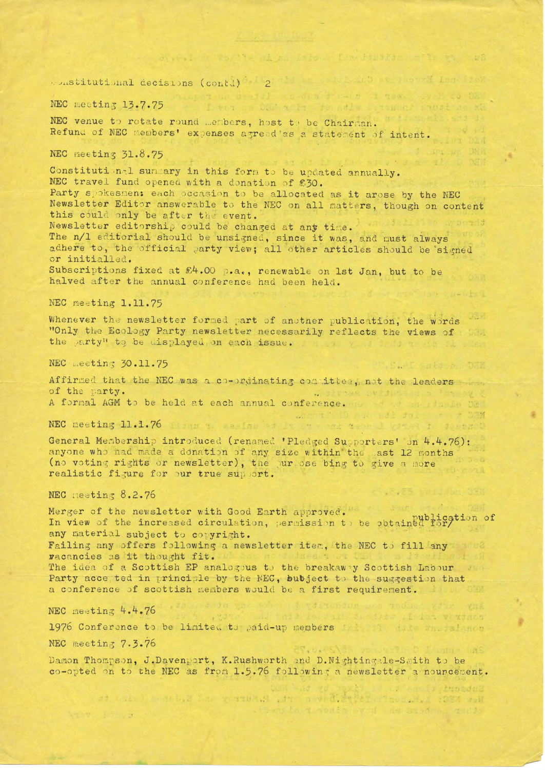Constitutional decisions (contd)

NEC meeting 13.7.75

NEC venue to rotate round members, host to be Chairman.
Refund of NEC members' expenses agreed as a statement of intent.

NEC meeting 31.8.75

Constitutional summary in this form to be updated annually.
NEC travel fund opened with a donation of £30.
Party spokesmen: each occasion to be allocated as it arose by the NEC
Newsletter Editor answerable to the NEC on all matters, though on content this could only be after the event.
Newsletter editorship could be changed at any time.
The n/l editorial should be unsigned, since it was, and must always adhere to, the official party view; all other articles should be signed or initialled.
Subscriptions fixed at £4.00 p.a., renewable on 1st Jan, but to be halved after the annual conference had been held.

NEC meeting 1.11.75

Whenever the newsletter formed part of another publication, the words "Only the Ecology Party newsletter necessarily reflects the views of the party" to be displayed on each issue.

NEC meeting 30.11.75

Affirmed that the NEC was a co-ordinating committee, not the leaders of the party.
A formal AGM to be held at each annual conference.

NEC meeting 11.1.76

General Membership introduced (renamed 'Pledged Supporters' on 4.4.76): anyone who had made a donation of any size within the last 12 months (no voting rights or newsletter), the purpose bing to give a more realistic figure for our true support.

NEC meeting 8.2.76

Merger of the newsletter with Good Earth approved.
In view of the increased circulation, permission to be obtained for/publication of any material subject to copyright.
Failing any offers following a newsletter item, the NEC to fill any vacancies as it thought fit.
The idea of a Scottish EP analogous to the breakaway Scottish Labour Party accepted in principle by the NEC, subject to the suggestion that a conference of scottish members would be a first requirement.

NEC meeting 4.4.76

1976 Conference to be limited to paid-up members

NEC meeting 7.3.76

Damon Thompson, J.Davenport, K.Rushworth and D.Nightingale-Smith to be co-opted on to the NEC as from 1.5.76 following a newsletter announcement.